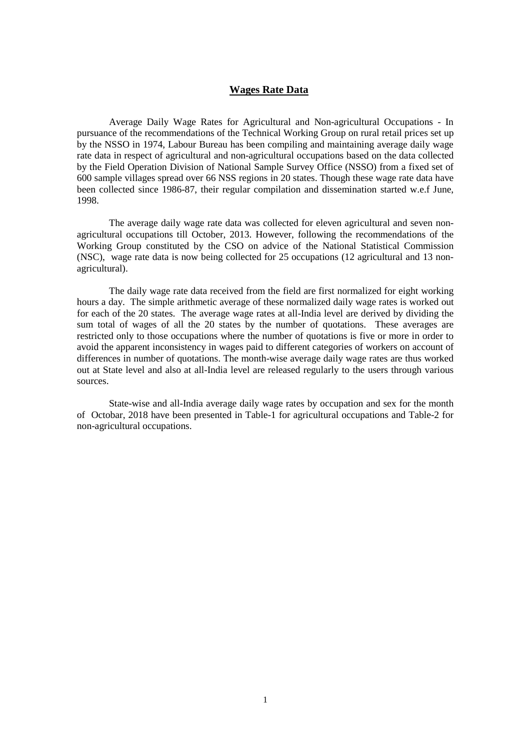# Wages Rate Data

Average Daily Wage Rates for Agricultural and Non-agricultural Occupations - In pursuance of the recommendations of the Technical Working Group on rural retail prices set up by the NSSO in 1974, Labour Bureau has been compiling and maintaining average daily wage rate data in respect of agricultural and non-agricultural occupations based on the data collected by the Field Operation Division of National Sample Survey Office (NSSO) from a fixed set of 600 sample villages spread over 66 NSS regions in 20 states. Though these wage rate data have been collected since 1986-87, their regular compilation and dissemination started w.e.f June, 1998.

The average daily wage rate data was collected for eleven agricultural and seven non-agricultural occupations till October, 2013. However, following the recommendations of the Working Group constituted by the CSO on advice of the National Statistical Commission (NSC), wage rate data is now being collected for 25 occupations (12 agricultural and 13 non-agricultural).

The daily wage rate data received from the field are first normalized for eight working hours a day. The simple arithmetic average of these normalized daily wage rates is worked out for each of the 20 states. The average wage rates at all-India level are derived by dividing the sum total of wages of all the 20 states by the number of quotations. These averages are restricted only to those occupations where the number of quotations is five or more in order to avoid the apparent inconsistency in wages paid to different categories of workers on account of differences in number of quotations. The month-wise average daily wage rates are thus worked out at State level and also at all-India level are released regularly to the users through various sources.

State-wise and all-India average daily wage rates by occupation and sex for the month of Octobar, 2018 have been presented in Table-1 for agricultural occupations and Table-2 for non-agricultural occupations.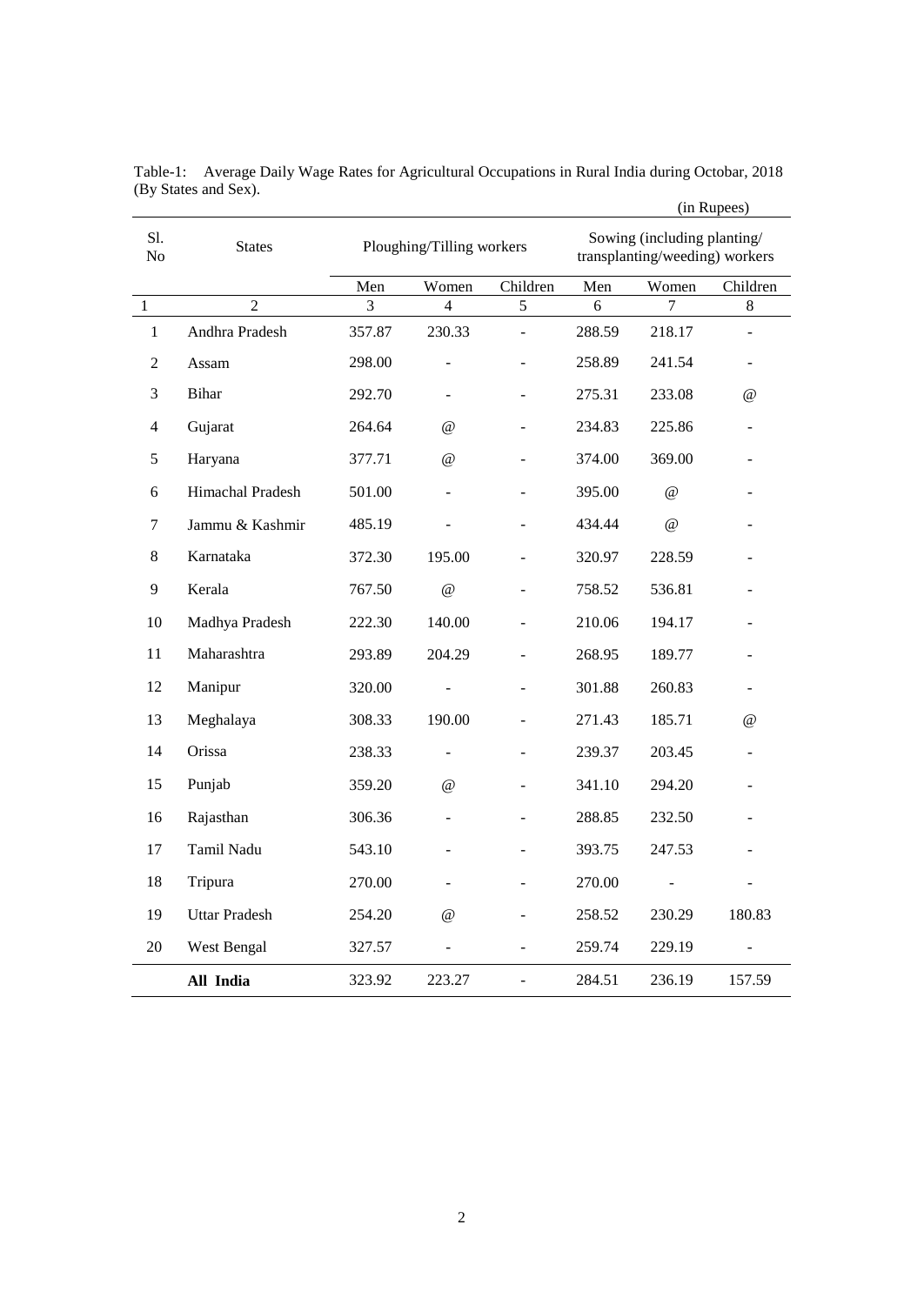Table-1: Average Daily Wage Rates for Agricultural Occupations in Rural India during Octobar, 2018 (By States and Sex).

(in Rupees)

| Sl. No | States | Ploughing/Tilling workers | | | Sowing (including planting/ transplanting/weeding) workers | | |
|---|---|---|---|---|---|---|---|
| | | Men | Women | Children | Men | Women | Children |
| 1 | 2 | 3 | 4 | 5 | 6 | 7 | 8 |
| 1 | Andhra Pradesh | 357.87 | 230.33 | - | 288.59 | 218.17 | - |
| 2 | Assam | 298.00 | - | - | 258.89 | 241.54 | - |
| 3 | Bihar | 292.70 | - | - | 275.31 | 233.08 | @ |
| 4 | Gujarat | 264.64 | @ | - | 234.83 | 225.86 | - |
| 5 | Haryana | 377.71 | @ | - | 374.00 | 369.00 | - |
| 6 | Himachal Pradesh | 501.00 | - | - | 395.00 | @ | - |
| 7 | Jammu & Kashmir | 485.19 | - | - | 434.44 | @ | - |
| 8 | Karnataka | 372.30 | 195.00 | - | 320.97 | 228.59 | - |
| 9 | Kerala | 767.50 | @ | - | 758.52 | 536.81 | - |
| 10 | Madhya Pradesh | 222.30 | 140.00 | - | 210.06 | 194.17 | - |
| 11 | Maharashtra | 293.89 | 204.29 | - | 268.95 | 189.77 | - |
| 12 | Manipur | 320.00 | - | - | 301.88 | 260.83 | - |
| 13 | Meghalaya | 308.33 | 190.00 | - | 271.43 | 185.71 | @ |
| 14 | Orissa | 238.33 | - | - | 239.37 | 203.45 | - |
| 15 | Punjab | 359.20 | @ | - | 341.10 | 294.20 | - |
| 16 | Rajasthan | 306.36 | - | - | 288.85 | 232.50 | - |
| 17 | Tamil Nadu | 543.10 | - | - | 393.75 | 247.53 | - |
| 18 | Tripura | 270.00 | - | - | 270.00 | - | - |
| 19 | Uttar Pradesh | 254.20 | @ | - | 258.52 | 230.29 | 180.83 |
| 20 | West Bengal | 327.57 | - | - | 259.74 | 229.19 | - |
| | **All India** | 323.92 | 223.27 | - | 284.51 | 236.19 | 157.59 |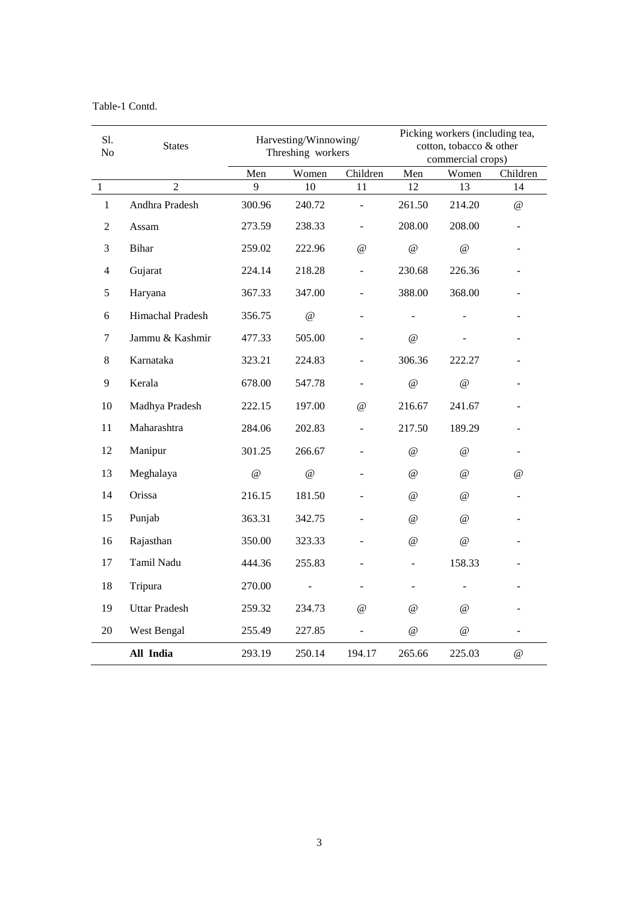Table-1 Contd.

| Sl. No | States | Harvesting/Winnowing/ Threshing workers | | | Picking workers (including tea, cotton, tobacco & other commercial crops) | | |
|---|---|---|---|---|---|---|---|
| | | Men | Women | Children | Men | Women | Children |
| 1 | 2 | 9 | 10 | 11 | 12 | 13 | 14 |
| 1 | Andhra Pradesh | 300.96 | 240.72 | - | 261.50 | 214.20 | @ |
| 2 | Assam | 273.59 | 238.33 | - | 208.00 | 208.00 | - |
| 3 | Bihar | 259.02 | 222.96 | @ | @ | @ | - |
| 4 | Gujarat | 224.14 | 218.28 | - | 230.68 | 226.36 | - |
| 5 | Haryana | 367.33 | 347.00 | - | 388.00 | 368.00 | - |
| 6 | Himachal Pradesh | 356.75 | @ | - | - | - | - |
| 7 | Jammu & Kashmir | 477.33 | 505.00 | - | @ | - | - |
| 8 | Karnataka | 323.21 | 224.83 | - | 306.36 | 222.27 | - |
| 9 | Kerala | 678.00 | 547.78 | - | @ | @ | - |
| 10 | Madhya Pradesh | 222.15 | 197.00 | @ | 216.67 | 241.67 | - |
| 11 | Maharashtra | 284.06 | 202.83 | - | 217.50 | 189.29 | - |
| 12 | Manipur | 301.25 | 266.67 | - | @ | @ | - |
| 13 | Meghalaya | @ | @ | - | @ | @ | @ |
| 14 | Orissa | 216.15 | 181.50 | - | @ | @ | - |
| 15 | Punjab | 363.31 | 342.75 | - | @ | @ | - |
| 16 | Rajasthan | 350.00 | 323.33 | - | @ | @ | - |
| 17 | Tamil Nadu | 444.36 | 255.83 | - | - | 158.33 | - |
| 18 | Tripura | 270.00 | - | - | - | - | - |
| 19 | Uttar Pradesh | 259.32 | 234.73 | @ | @ | @ | - |
| 20 | West Bengal | 255.49 | 227.85 | - | @ | @ | - |
| | **All India** | 293.19 | 250.14 | 194.17 | 265.66 | 225.03 | @ |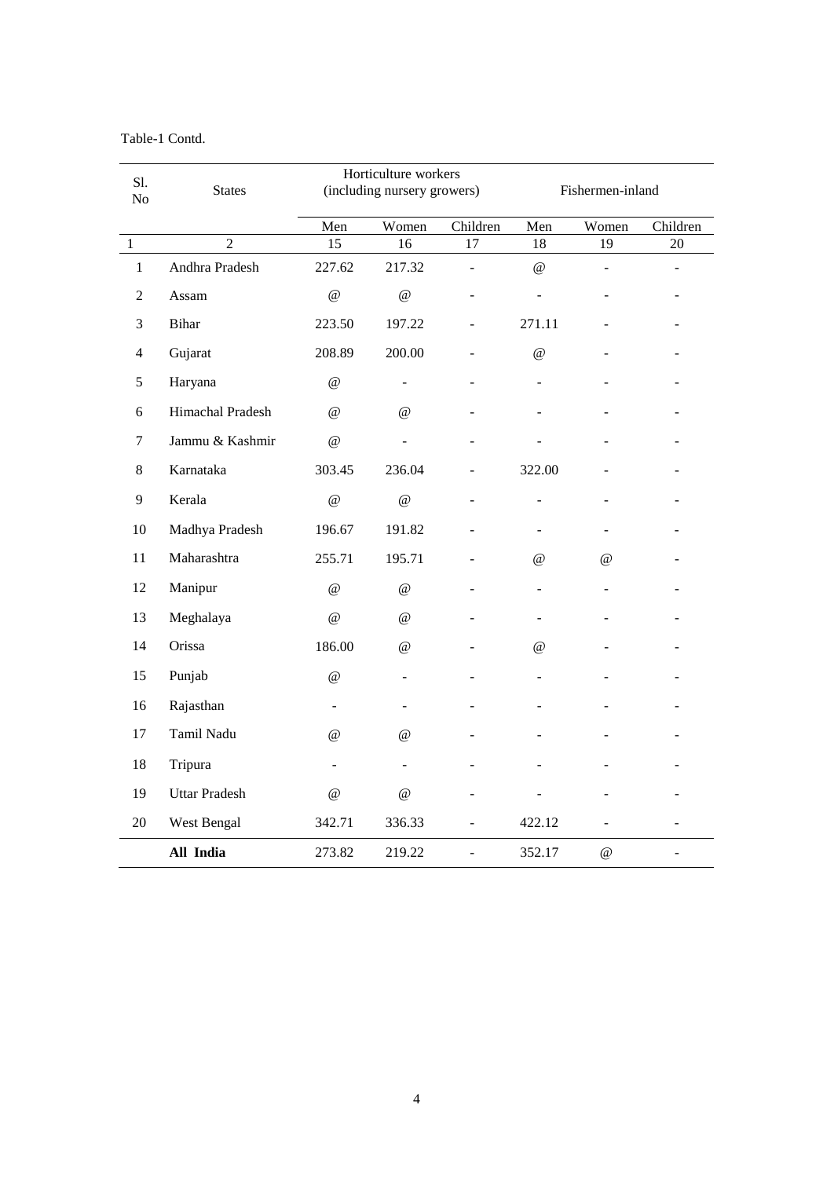Table-1 Contd.

| Sl. No | States | Horticulture workers (including nursery growers) | | | Fishermen-inland | | |
|---|---|---|---|---|---|---|---|
| | | Men | Women | Children | Men | Women | Children |
| 1 | 2 | 15 | 16 | 17 | 18 | 19 | 20 |
| 1 | Andhra Pradesh | 227.62 | 217.32 | - | @ | - | - |
| 2 | Assam | @ | @ | - | - | - | - |
| 3 | Bihar | 223.50 | 197.22 | - | 271.11 | - | - |
| 4 | Gujarat | 208.89 | 200.00 | - | @ | - | - |
| 5 | Haryana | @ | - | - | - | - | - |
| 6 | Himachal Pradesh | @ | @ | - | - | - | - |
| 7 | Jammu & Kashmir | @ | - | - | - | - | - |
| 8 | Karnataka | 303.45 | 236.04 | - | 322.00 | - | - |
| 9 | Kerala | @ | @ | - | - | - | - |
| 10 | Madhya Pradesh | 196.67 | 191.82 | - | - | - | - |
| 11 | Maharashtra | 255.71 | 195.71 | - | @ | @ | - |
| 12 | Manipur | @ | @ | - | - | - | - |
| 13 | Meghalaya | @ | @ | - | - | - | - |
| 14 | Orissa | 186.00 | @ | - | @ | - | - |
| 15 | Punjab | @ | - | - | - | - | - |
| 16 | Rajasthan | - | - | - | - | - | - |
| 17 | Tamil Nadu | @ | @ | - | - | - | - |
| 18 | Tripura | - | - | - | - | - | - |
| 19 | Uttar Pradesh | @ | @ | - | - | - | - |
| 20 | West Bengal | 342.71 | 336.33 | - | 422.12 | - | - |
| | **All India** | 273.82 | 219.22 | - | 352.17 | @ | - |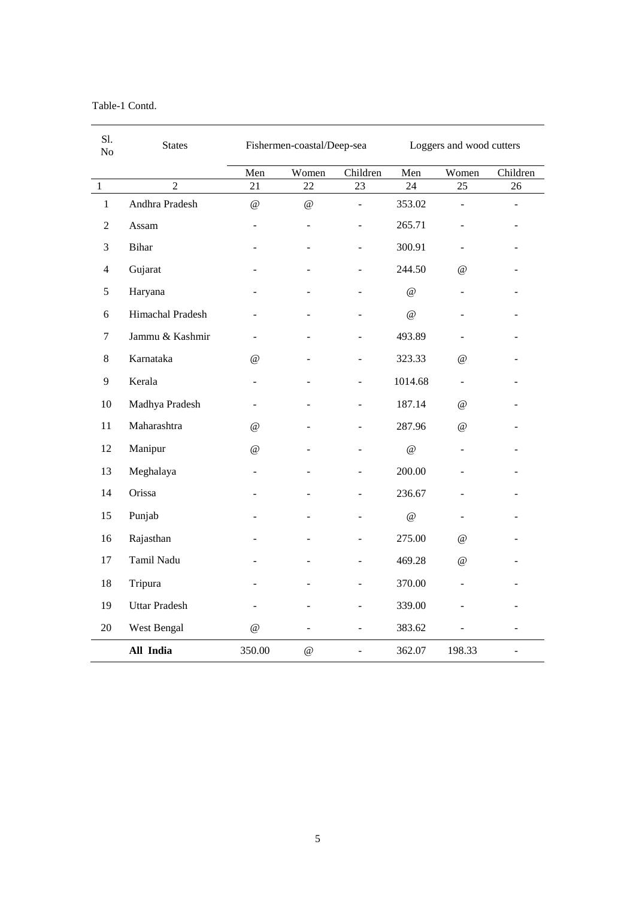Table-1 Contd.

| Sl. No | States | Fishermen-coastal/Deep-sea | | | Loggers and wood cutters | | |
|---|---|---|---|---|---|---|---|
| | | Men | Women | Children | Men | Women | Children |
| 1 | 2 | 21 | 22 | 23 | 24 | 25 | 26 |
| 1 | Andhra Pradesh | @ | @ | - | 353.02 | - | - |
| 2 | Assam | - | - | - | 265.71 | - | - |
| 3 | Bihar | - | - | - | 300.91 | - | - |
| 4 | Gujarat | - | - | - | 244.50 | @ | - |
| 5 | Haryana | - | - | - | @ | - | - |
| 6 | Himachal Pradesh | - | - | - | @ | - | - |
| 7 | Jammu & Kashmir | - | - | - | 493.89 | - | - |
| 8 | Karnataka | @ | - | - | 323.33 | @ | - |
| 9 | Kerala | - | - | - | 1014.68 | - | - |
| 10 | Madhya Pradesh | - | - | - | 187.14 | @ | - |
| 11 | Maharashtra | @ | - | - | 287.96 | @ | - |
| 12 | Manipur | @ | - | - | @ | - | - |
| 13 | Meghalaya | - | - | - | 200.00 | - | - |
| 14 | Orissa | - | - | - | 236.67 | - | - |
| 15 | Punjab | - | - | - | @ | - | - |
| 16 | Rajasthan | - | - | - | 275.00 | @ | - |
| 17 | Tamil Nadu | - | - | - | 469.28 | @ | - |
| 18 | Tripura | - | - | - | 370.00 | - | - |
| 19 | Uttar Pradesh | - | - | - | 339.00 | - | - |
| 20 | West Bengal | @ | - | - | 383.62 | - | - |
| | **All India** | 350.00 | @ | - | 362.07 | 198.33 | - |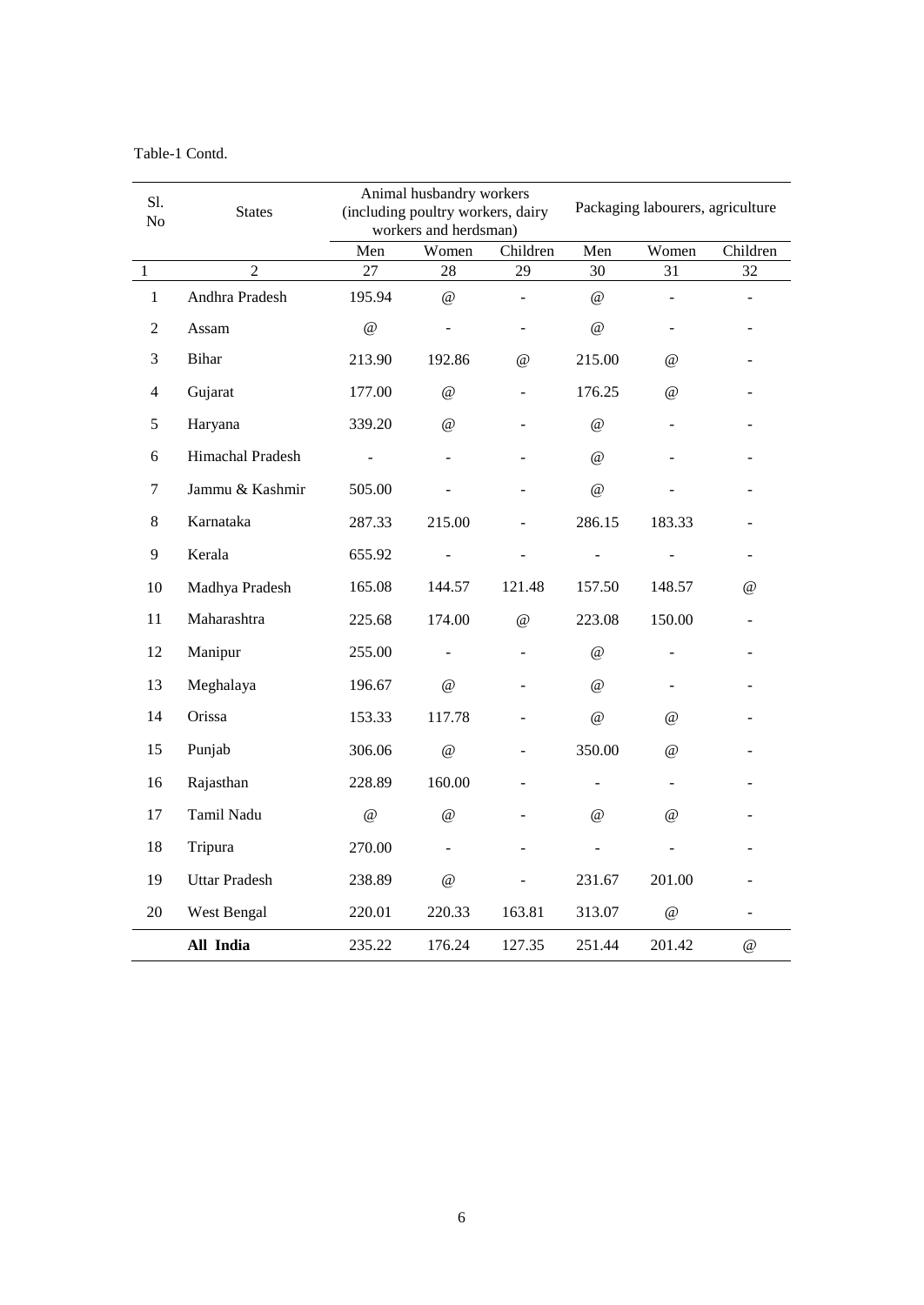Table-1 Contd.

| Sl. No | States | Animal husbandry workers (including poultry workers, dairy workers and herdsman) | | | Packaging labourers, agriculture | | |
|---|---|---|---|---|---|---|---|
| | | Men | Women | Children | Men | Women | Children |
| 1 | 2 | 27 | 28 | 29 | 30 | 31 | 32 |
| 1 | Andhra Pradesh | 195.94 | @ | - | @ | - | - |
| 2 | Assam | @ | - | - | @ | - | - |
| 3 | Bihar | 213.90 | 192.86 | @ | 215.00 | @ | - |
| 4 | Gujarat | 177.00 | @ | - | 176.25 | @ | - |
| 5 | Haryana | 339.20 | @ | - | @ | - | - |
| 6 | Himachal Pradesh | - | - | - | @ | - | - |
| 7 | Jammu & Kashmir | 505.00 | - | - | @ | - | - |
| 8 | Karnataka | 287.33 | 215.00 | - | 286.15 | 183.33 | - |
| 9 | Kerala | 655.92 | - | - | - | - | - |
| 10 | Madhya Pradesh | 165.08 | 144.57 | 121.48 | 157.50 | 148.57 | @ |
| 11 | Maharashtra | 225.68 | 174.00 | @ | 223.08 | 150.00 | - |
| 12 | Manipur | 255.00 | - | - | @ | - | - |
| 13 | Meghalaya | 196.67 | @ | - | @ | - | - |
| 14 | Orissa | 153.33 | 117.78 | - | @ | @ | - |
| 15 | Punjab | 306.06 | @ | - | 350.00 | @ | - |
| 16 | Rajasthan | 228.89 | 160.00 | - | - | - | - |
| 17 | Tamil Nadu | @ | @ | - | @ | @ | - |
| 18 | Tripura | 270.00 | - | - | - | - | - |
| 19 | Uttar Pradesh | 238.89 | @ | - | 231.67 | 201.00 | - |
| 20 | West Bengal | 220.01 | 220.33 | 163.81 | 313.07 | @ | - |
| | **All India** | 235.22 | 176.24 | 127.35 | 251.44 | 201.42 | @ |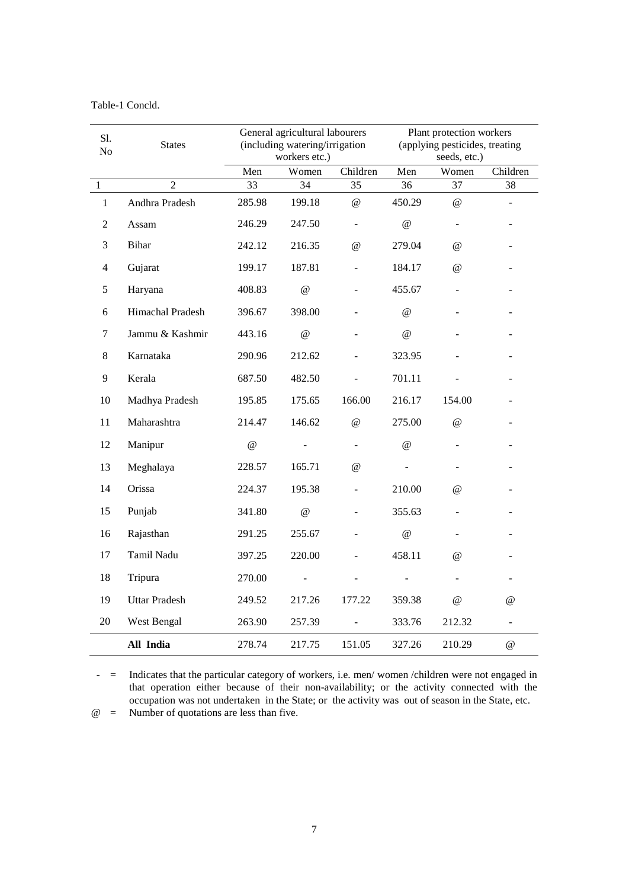Table-1 Concld.

| Sl. No | States | General agricultural labourers (including watering/irrigation workers etc.) | | | Plant protection workers (applying pesticides, treating seeds, etc.) | | |
|---|---|---|---|---|---|---|---|
| | | Men | Women | Children | Men | Women | Children |
| 1 | 2 | 33 | 34 | 35 | 36 | 37 | 38 |
| 1 | Andhra Pradesh | 285.98 | 199.18 | @ | 450.29 | @ | - |
| 2 | Assam | 246.29 | 247.50 | - | @ | - | - |
| 3 | Bihar | 242.12 | 216.35 | @ | 279.04 | @ | - |
| 4 | Gujarat | 199.17 | 187.81 | - | 184.17 | @ | - |
| 5 | Haryana | 408.83 | @ | - | 455.67 | - | - |
| 6 | Himachal Pradesh | 396.67 | 398.00 | - | @ | - | - |
| 7 | Jammu & Kashmir | 443.16 | @ | - | @ | - | - |
| 8 | Karnataka | 290.96 | 212.62 | - | 323.95 | - | - |
| 9 | Kerala | 687.50 | 482.50 | - | 701.11 | - | - |
| 10 | Madhya Pradesh | 195.85 | 175.65 | 166.00 | 216.17 | 154.00 | - |
| 11 | Maharashtra | 214.47 | 146.62 | @ | 275.00 | @ | - |
| 12 | Manipur | @ | - | - | @ | - | - |
| 13 | Meghalaya | 228.57 | 165.71 | @ | - | - | - |
| 14 | Orissa | 224.37 | 195.38 | - | 210.00 | @ | - |
| 15 | Punjab | 341.80 | @ | - | 355.63 | - | - |
| 16 | Rajasthan | 291.25 | 255.67 | - | @ | - | - |
| 17 | Tamil Nadu | 397.25 | 220.00 | - | 458.11 | @ | - |
| 18 | Tripura | 270.00 | - | - | - | - | - |
| 19 | Uttar Pradesh | 249.52 | 217.26 | 177.22 | 359.38 | @ | @ |
| 20 | West Bengal | 263.90 | 257.39 | - | 333.76 | 212.32 | - |
| | **All India** | 278.74 | 217.75 | 151.05 | 327.26 | 210.29 | @ |

- = Indicates that the particular category of workers, i.e. men/ women /children were not engaged in that operation either because of their non-availability; or the activity connected with the occupation was not undertaken in the State; or the activity was out of season in the State, etc.

@ = Number of quotations are less than five.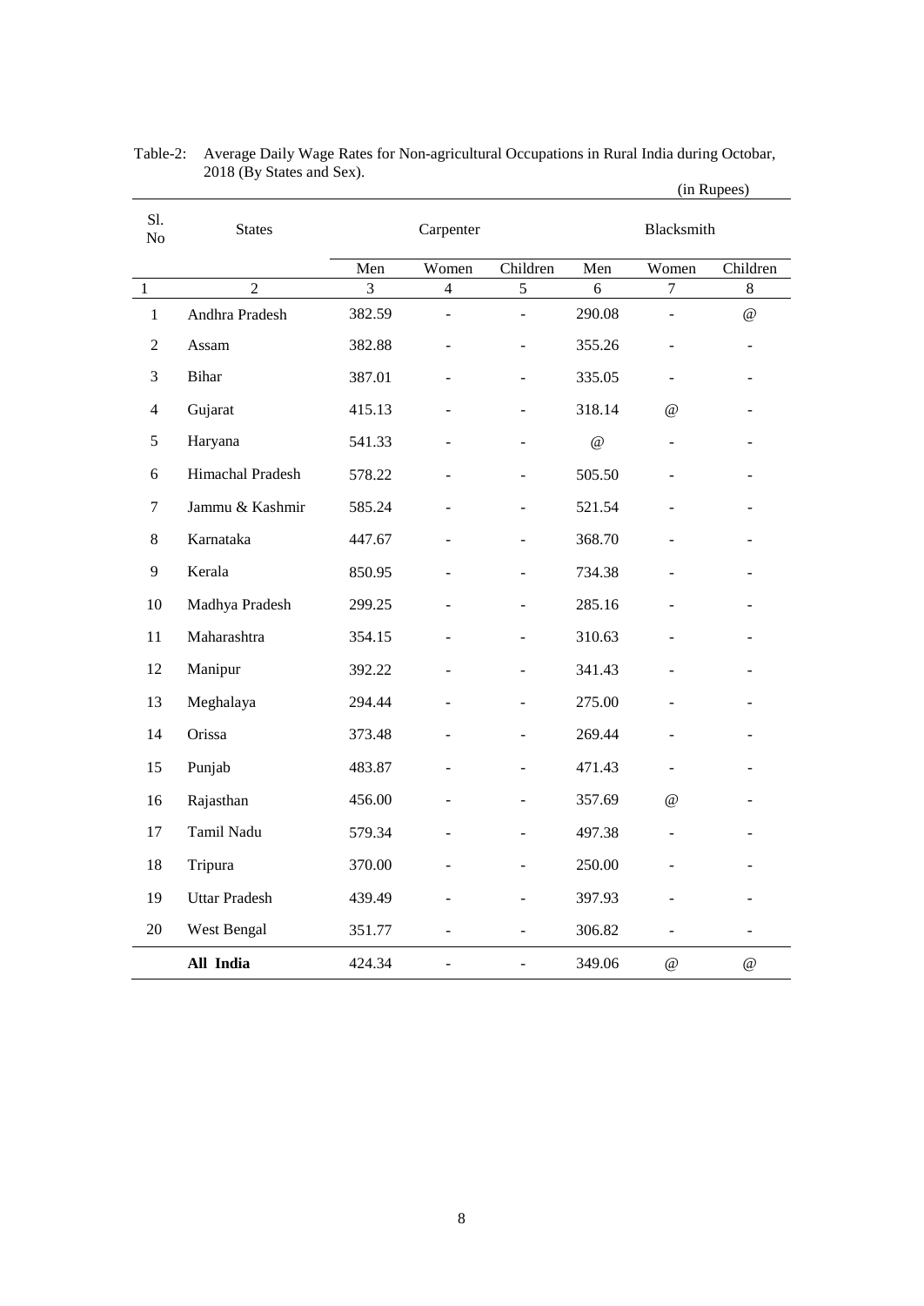Table-2: Average Daily Wage Rates for Non-agricultural Occupations in Rural India during Octobar, 2018 (By States and Sex).

(in Rupees)

| Sl. No | States | Carpenter | | | Blacksmith | | |
|---|---|---|---|---|---|---|---|
| | | Men | Women | Children | Men | Women | Children |
| 1 | 2 | 3 | 4 | 5 | 6 | 7 | 8 |
| 1 | Andhra Pradesh | 382.59 | - | - | 290.08 | - | @ |
| 2 | Assam | 382.88 | - | - | 355.26 | - | - |
| 3 | Bihar | 387.01 | - | - | 335.05 | - | - |
| 4 | Gujarat | 415.13 | - | - | 318.14 | @ | - |
| 5 | Haryana | 541.33 | - | - | @ | - | - |
| 6 | Himachal Pradesh | 578.22 | - | - | 505.50 | - | - |
| 7 | Jammu & Kashmir | 585.24 | - | - | 521.54 | - | - |
| 8 | Karnataka | 447.67 | - | - | 368.70 | - | - |
| 9 | Kerala | 850.95 | - | - | 734.38 | - | - |
| 10 | Madhya Pradesh | 299.25 | - | - | 285.16 | - | - |
| 11 | Maharashtra | 354.15 | - | - | 310.63 | - | - |
| 12 | Manipur | 392.22 | - | - | 341.43 | - | - |
| 13 | Meghalaya | 294.44 | - | - | 275.00 | - | - |
| 14 | Orissa | 373.48 | - | - | 269.44 | - | - |
| 15 | Punjab | 483.87 | - | - | 471.43 | - | - |
| 16 | Rajasthan | 456.00 | - | - | 357.69 | @ | - |
| 17 | Tamil Nadu | 579.34 | - | - | 497.38 | - | - |
| 18 | Tripura | 370.00 | - | - | 250.00 | - | - |
| 19 | Uttar Pradesh | 439.49 | - | - | 397.93 | - | - |
| 20 | West Bengal | 351.77 | - | - | 306.82 | - | - |
| | **All India** | 424.34 | - | - | 349.06 | @ | @ |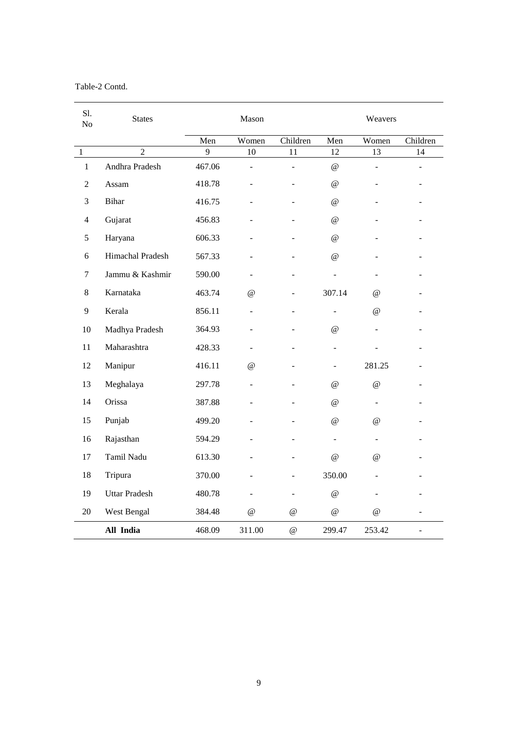Table-2 Contd.

| Sl. No | States | Mason | | | Weavers | | |
|---|---|---|---|---|---|---|---|
| | | Men | Women | Children | Men | Women | Children |
| 1 | 2 | 9 | 10 | 11 | 12 | 13 | 14 |
| 1 | Andhra Pradesh | 467.06 | - | - | @ | - | - |
| 2 | Assam | 418.78 | - | - | @ | - | - |
| 3 | Bihar | 416.75 | - | - | @ | - | - |
| 4 | Gujarat | 456.83 | - | - | @ | - | - |
| 5 | Haryana | 606.33 | - | - | @ | - | - |
| 6 | Himachal Pradesh | 567.33 | - | - | @ | - | - |
| 7 | Jammu & Kashmir | 590.00 | - | - | - | - | - |
| 8 | Karnataka | 463.74 | @ | - | 307.14 | @ | - |
| 9 | Kerala | 856.11 | - | - | - | @ | - |
| 10 | Madhya Pradesh | 364.93 | - | - | @ | - | - |
| 11 | Maharashtra | 428.33 | - | - | - | - | - |
| 12 | Manipur | 416.11 | @ | - | - | 281.25 | - |
| 13 | Meghalaya | 297.78 | - | - | @ | @ | - |
| 14 | Orissa | 387.88 | - | - | @ | - | - |
| 15 | Punjab | 499.20 | - | - | @ | @ | - |
| 16 | Rajasthan | 594.29 | - | - | - | - | - |
| 17 | Tamil Nadu | 613.30 | - | - | @ | @ | - |
| 18 | Tripura | 370.00 | - | - | 350.00 | - | - |
| 19 | Uttar Pradesh | 480.78 | - | - | @ | - | - |
| 20 | West Bengal | 384.48 | @ | @ | @ | @ | - |
| | **All India** | 468.09 | 311.00 | @ | 299.47 | 253.42 | - |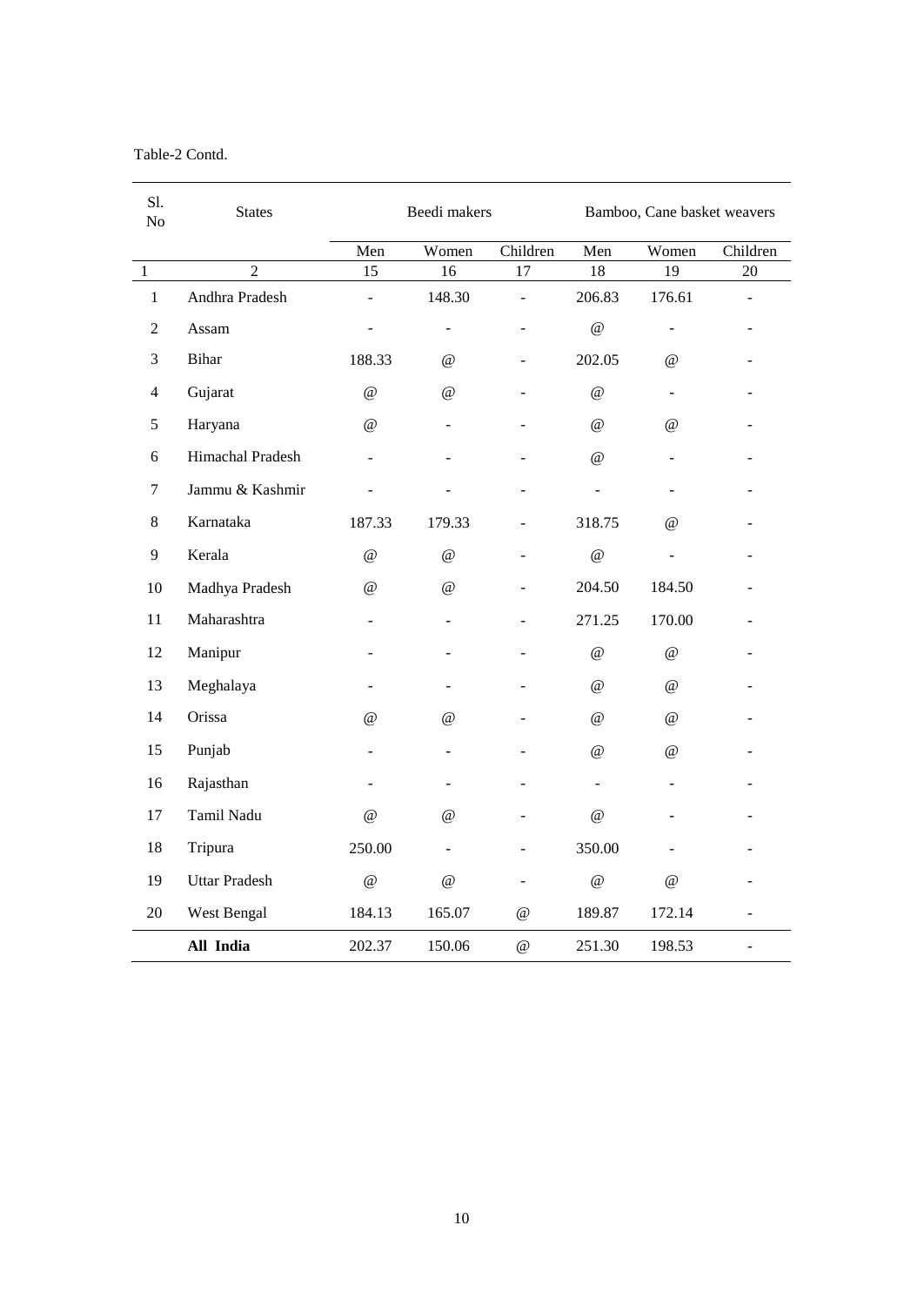Table-2 Contd.

| Sl. No | States | Beedi makers | | | Bamboo, Cane basket weavers | | |
|---|---|---|---|---|---|---|---|
| | | Men | Women | Children | Men | Women | Children |
| 1 | 2 | 15 | 16 | 17 | 18 | 19 | 20 |
| 1 | Andhra Pradesh | - | 148.30 | - | 206.83 | 176.61 | - |
| 2 | Assam | - | - | - | @ | - | - |
| 3 | Bihar | 188.33 | @ | - | 202.05 | @ | - |
| 4 | Gujarat | @ | @ | - | @ | - | - |
| 5 | Haryana | @ | - | - | @ | @ | - |
| 6 | Himachal Pradesh | - | - | - | @ | - | - |
| 7 | Jammu & Kashmir | - | - | - | - | - | - |
| 8 | Karnataka | 187.33 | 179.33 | - | 318.75 | @ | - |
| 9 | Kerala | @ | @ | - | @ | - | - |
| 10 | Madhya Pradesh | @ | @ | - | 204.50 | 184.50 | - |
| 11 | Maharashtra | - | - | - | 271.25 | 170.00 | - |
| 12 | Manipur | - | - | - | @ | @ | - |
| 13 | Meghalaya | - | - | - | @ | @ | - |
| 14 | Orissa | @ | @ | - | @ | @ | - |
| 15 | Punjab | - | - | - | @ | @ | - |
| 16 | Rajasthan | - | - | - | - | - | - |
| 17 | Tamil Nadu | @ | @ | - | @ | - | - |
| 18 | Tripura | 250.00 | - | - | 350.00 | - | - |
| 19 | Uttar Pradesh | @ | @ | - | @ | @ | - |
| 20 | West Bengal | 184.13 | 165.07 | @ | 189.87 | 172.14 | - |
| | **All India** | 202.37 | 150.06 | @ | 251.30 | 198.53 | - |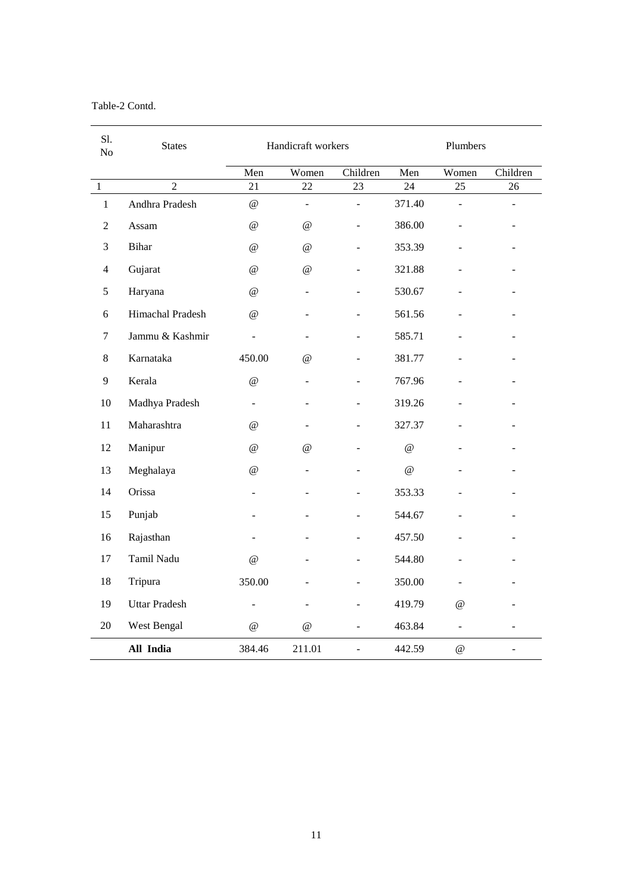Table-2 Contd.

| Sl. No | States | Handicraft workers | | | Plumbers | | |
|---|---|---|---|---|---|---|---|
| | | Men | Women | Children | Men | Women | Children |
| 1 | 2 | 21 | 22 | 23 | 24 | 25 | 26 |
| 1 | Andhra Pradesh | @ | - | - | 371.40 | - | - |
| 2 | Assam | @ | @ | - | 386.00 | - | - |
| 3 | Bihar | @ | @ | - | 353.39 | - | - |
| 4 | Gujarat | @ | @ | - | 321.88 | - | - |
| 5 | Haryana | @ | - | - | 530.67 | - | - |
| 6 | Himachal Pradesh | @ | - | - | 561.56 | - | - |
| 7 | Jammu & Kashmir | - | - | - | 585.71 | - | - |
| 8 | Karnataka | 450.00 | @ | - | 381.77 | - | - |
| 9 | Kerala | @ | - | - | 767.96 | - | - |
| 10 | Madhya Pradesh | - | - | - | 319.26 | - | - |
| 11 | Maharashtra | @ | - | - | 327.37 | - | - |
| 12 | Manipur | @ | @ | - | @ | - | - |
| 13 | Meghalaya | @ | - | - | @ | - | - |
| 14 | Orissa | - | - | - | 353.33 | - | - |
| 15 | Punjab | - | - | - | 544.67 | - | - |
| 16 | Rajasthan | - | - | - | 457.50 | - | - |
| 17 | Tamil Nadu | @ | - | - | 544.80 | - | - |
| 18 | Tripura | 350.00 | - | - | 350.00 | - | - |
| 19 | Uttar Pradesh | - | - | - | 419.79 | @ | - |
| 20 | West Bengal | @ | @ | - | 463.84 | - | - |
| | **All India** | 384.46 | 211.01 | - | 442.59 | @ | - |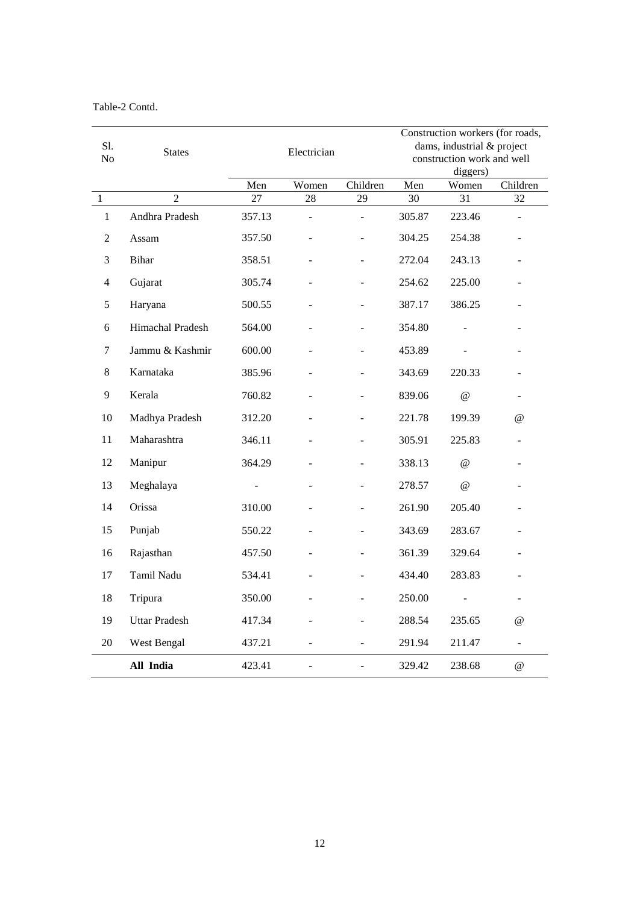Table-2 Contd.

| Sl. No | States | Electrician | | | Construction workers (for roads, dams, industrial & project construction work and well diggers) | | |
|---|---|---|---|---|---|---|---|
| | | Men | Women | Children | Men | Women | Children |
| 1 | 2 | 27 | 28 | 29 | 30 | 31 | 32 |
| 1 | Andhra Pradesh | 357.13 | - | - | 305.87 | 223.46 | - |
| 2 | Assam | 357.50 | - | - | 304.25 | 254.38 | - |
| 3 | Bihar | 358.51 | - | - | 272.04 | 243.13 | - |
| 4 | Gujarat | 305.74 | - | - | 254.62 | 225.00 | - |
| 5 | Haryana | 500.55 | - | - | 387.17 | 386.25 | - |
| 6 | Himachal Pradesh | 564.00 | - | - | 354.80 | - | - |
| 7 | Jammu & Kashmir | 600.00 | - | - | 453.89 | - | - |
| 8 | Karnataka | 385.96 | - | - | 343.69 | 220.33 | - |
| 9 | Kerala | 760.82 | - | - | 839.06 | @ | - |
| 10 | Madhya Pradesh | 312.20 | - | - | 221.78 | 199.39 | @ |
| 11 | Maharashtra | 346.11 | - | - | 305.91 | 225.83 | - |
| 12 | Manipur | 364.29 | - | - | 338.13 | @ | - |
| 13 | Meghalaya | - | - | - | 278.57 | @ | - |
| 14 | Orissa | 310.00 | - | - | 261.90 | 205.40 | - |
| 15 | Punjab | 550.22 | - | - | 343.69 | 283.67 | - |
| 16 | Rajasthan | 457.50 | - | - | 361.39 | 329.64 | - |
| 17 | Tamil Nadu | 534.41 | - | - | 434.40 | 283.83 | - |
| 18 | Tripura | 350.00 | - | - | 250.00 | - | - |
| 19 | Uttar Pradesh | 417.34 | - | - | 288.54 | 235.65 | @ |
| 20 | West Bengal | 437.21 | - | - | 291.94 | 211.47 | - |
| | **All India** | 423.41 | - | - | 329.42 | 238.68 | @ |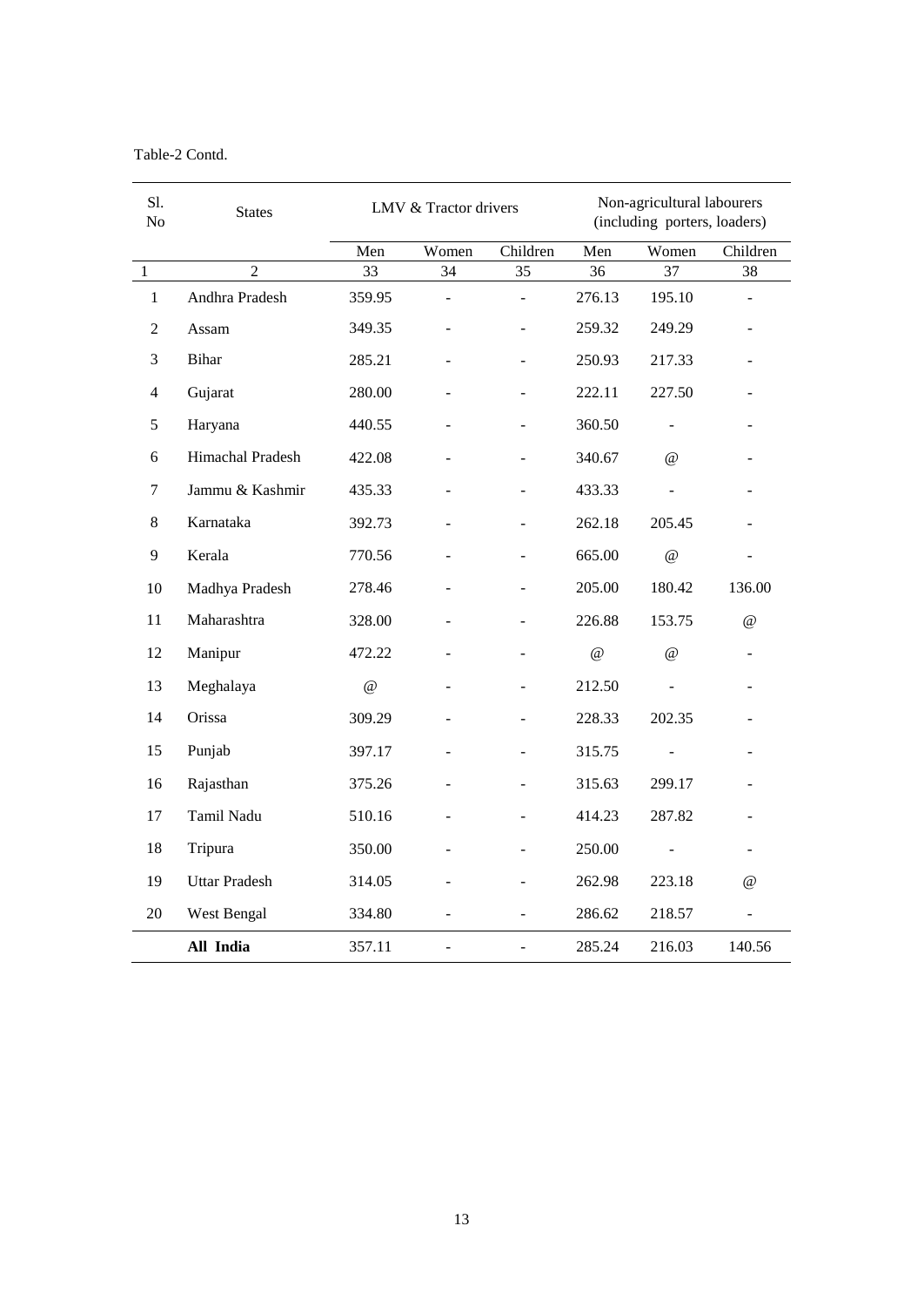Table-2 Contd.

| Sl. No | States | LMV & Tractor drivers | | | Non-agricultural labourers (including porters, loaders) | | |
|---|---|---|---|---|---|---|---|
| | | Men | Women | Children | Men | Women | Children |
| 1 | 2 | 33 | 34 | 35 | 36 | 37 | 38 |
| 1 | Andhra Pradesh | 359.95 | - | - | 276.13 | 195.10 | - |
| 2 | Assam | 349.35 | - | - | 259.32 | 249.29 | - |
| 3 | Bihar | 285.21 | - | - | 250.93 | 217.33 | - |
| 4 | Gujarat | 280.00 | - | - | 222.11 | 227.50 | - |
| 5 | Haryana | 440.55 | - | - | 360.50 | - | - |
| 6 | Himachal Pradesh | 422.08 | - | - | 340.67 | @ | - |
| 7 | Jammu & Kashmir | 435.33 | - | - | 433.33 | - | - |
| 8 | Karnataka | 392.73 | - | - | 262.18 | 205.45 | - |
| 9 | Kerala | 770.56 | - | - | 665.00 | @ | - |
| 10 | Madhya Pradesh | 278.46 | - | - | 205.00 | 180.42 | 136.00 |
| 11 | Maharashtra | 328.00 | - | - | 226.88 | 153.75 | @ |
| 12 | Manipur | 472.22 | - | - | @ | @ | - |
| 13 | Meghalaya | @ | - | - | 212.50 | - | - |
| 14 | Orissa | 309.29 | - | - | 228.33 | 202.35 | - |
| 15 | Punjab | 397.17 | - | - | 315.75 | - | - |
| 16 | Rajasthan | 375.26 | - | - | 315.63 | 299.17 | - |
| 17 | Tamil Nadu | 510.16 | - | - | 414.23 | 287.82 | - |
| 18 | Tripura | 350.00 | - | - | 250.00 | - | - |
| 19 | Uttar Pradesh | 314.05 | - | - | 262.98 | 223.18 | @ |
| 20 | West Bengal | 334.80 | - | - | 286.62 | 218.57 | - |
| | **All India** | 357.11 | - | - | 285.24 | 216.03 | 140.56 |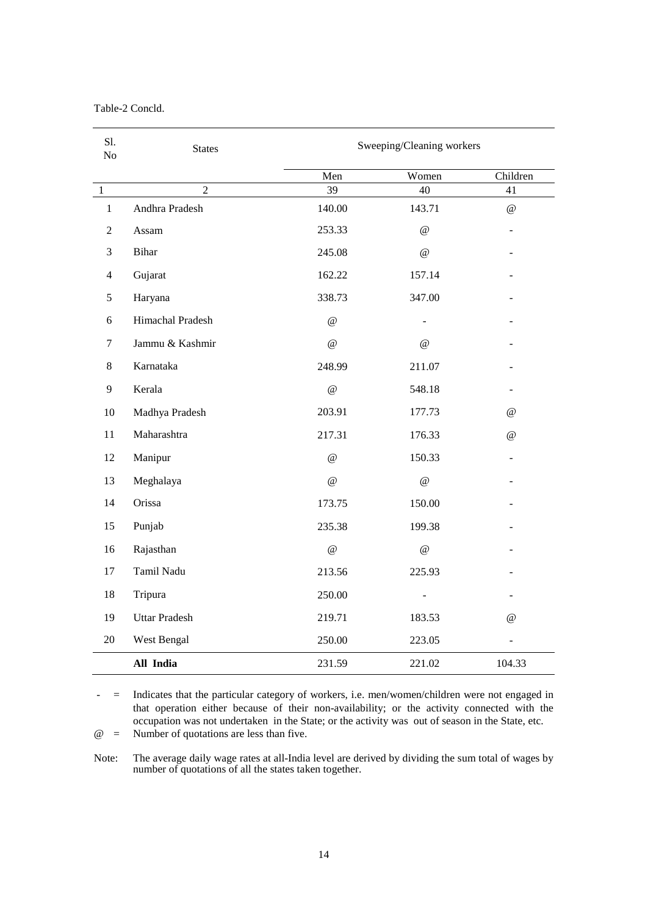Table-2 Concld.

| Sl. No | States | Sweeping/Cleaning workers | | |
|---|---|---|---|---|
| | | Men | Women | Children |
| 1 | 2 | 39 | 40 | 41 |
| 1 | Andhra Pradesh | 140.00 | 143.71 | @ |
| 2 | Assam | 253.33 | @ | - |
| 3 | Bihar | 245.08 | @ | - |
| 4 | Gujarat | 162.22 | 157.14 | - |
| 5 | Haryana | 338.73 | 347.00 | - |
| 6 | Himachal Pradesh | @ | - | - |
| 7 | Jammu & Kashmir | @ | @ | - |
| 8 | Karnataka | 248.99 | 211.07 | - |
| 9 | Kerala | @ | 548.18 | - |
| 10 | Madhya Pradesh | 203.91 | 177.73 | @ |
| 11 | Maharashtra | 217.31 | 176.33 | @ |
| 12 | Manipur | @ | 150.33 | - |
| 13 | Meghalaya | @ | @ | - |
| 14 | Orissa | 173.75 | 150.00 | - |
| 15 | Punjab | 235.38 | 199.38 | - |
| 16 | Rajasthan | @ | @ | - |
| 17 | Tamil Nadu | 213.56 | 225.93 | - |
| 18 | Tripura | 250.00 | - | - |
| 19 | Uttar Pradesh | 219.71 | 183.53 | @ |
| 20 | West Bengal | 250.00 | 223.05 | - |
| | **All India** | 231.59 | 221.02 | 104.33 |

\- = Indicates that the particular category of workers, i.e. men/women/children were not engaged in that operation either because of their non-availability; or the activity connected with the occupation was not undertaken in the State; or the activity was out of season in the State, etc.

@ = Number of quotations are less than five.

Note: The average daily wage rates at all-India level are derived by dividing the sum total of wages by number of quotations of all the states taken together.